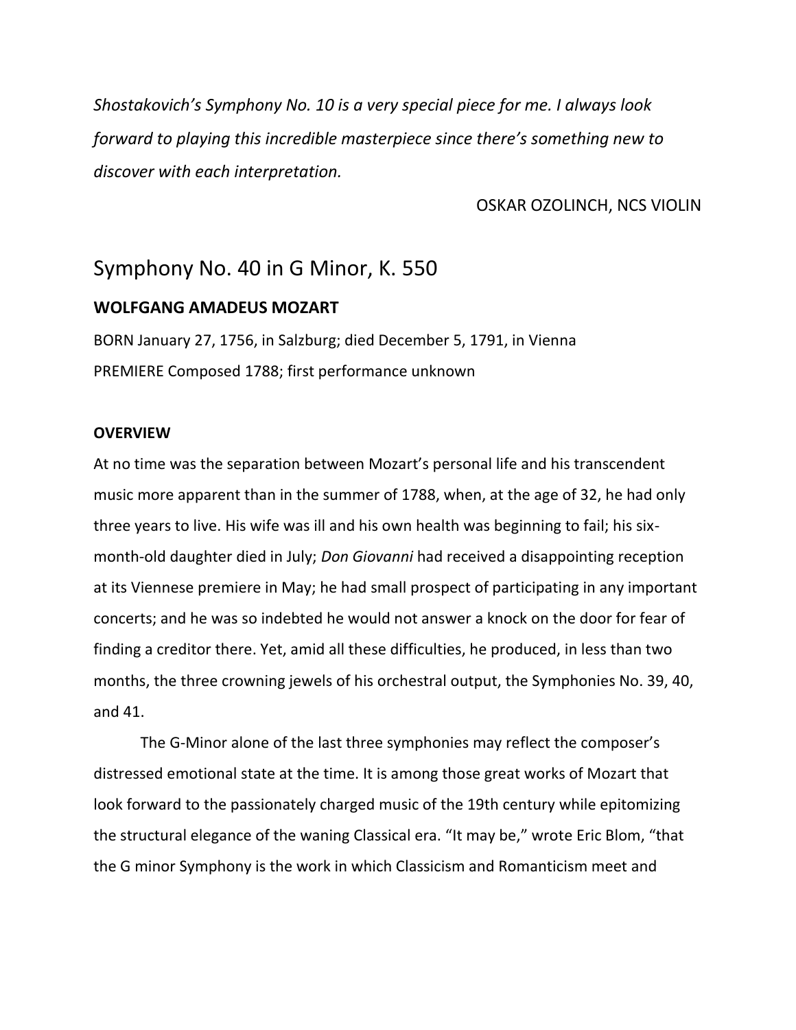*Shostakovich's Symphony No. 10 is a very special piece for me. I always look forward to playing this incredible masterpiece since there's something new to discover with each interpretation.*

OSKAR OZOLINCH, NCS VIOLIN

## Symphony No. 40 in G Minor, K. 550

**WOLFGANG AMADEUS MOZART**

BORN January 27, 1756, in Salzburg; died December 5, 1791, in Vienna
PREMIERE Composed 1788; first performance unknown

**OVERVIEW**

At no time was the separation between Mozart's personal life and his transcendent music more apparent than in the summer of 1788, when, at the age of 32, he had only three years to live. His wife was ill and his own health was beginning to fail; his six-month-old daughter died in July; *Don Giovanni* had received a disappointing reception at its Viennese premiere in May; he had small prospect of participating in any important concerts; and he was so indebted he would not answer a knock on the door for fear of finding a creditor there. Yet, amid all these difficulties, he produced, in less than two months, the three crowning jewels of his orchestral output, the Symphonies No. 39, 40, and 41.

The G-Minor alone of the last three symphonies may reflect the composer's distressed emotional state at the time. It is among those great works of Mozart that look forward to the passionately charged music of the 19th century while epitomizing the structural elegance of the waning Classical era. "It may be," wrote Eric Blom, "that the G minor Symphony is the work in which Classicism and Romanticism meet and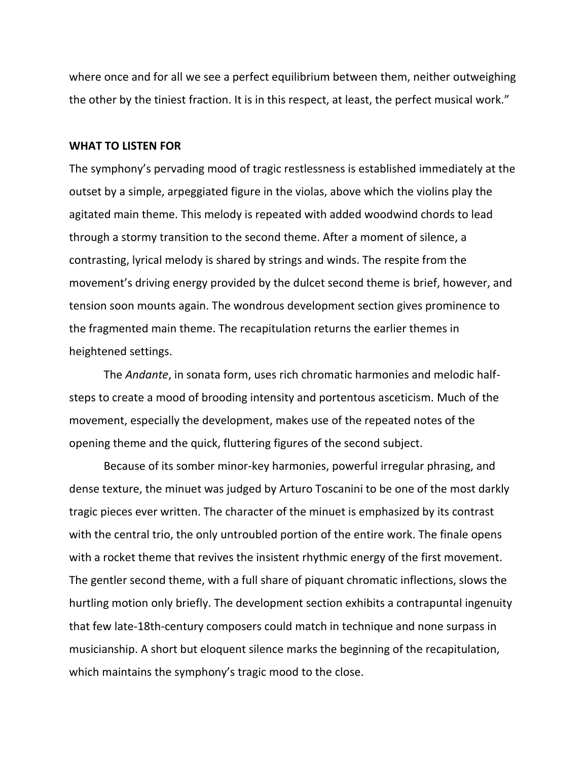where once and for all we see a perfect equilibrium between them, neither outweighing the other by the tiniest fraction. It is in this respect, at least, the perfect musical work."

**WHAT TO LISTEN FOR**

The symphony's pervading mood of tragic restlessness is established immediately at the outset by a simple, arpeggiated figure in the violas, above which the violins play the agitated main theme. This melody is repeated with added woodwind chords to lead through a stormy transition to the second theme. After a moment of silence, a contrasting, lyrical melody is shared by strings and winds. The respite from the movement's driving energy provided by the dulcet second theme is brief, however, and tension soon mounts again. The wondrous development section gives prominence to the fragmented main theme. The recapitulation returns the earlier themes in heightened settings.

The *Andante*, in sonata form, uses rich chromatic harmonies and melodic half-steps to create a mood of brooding intensity and portentous asceticism. Much of the movement, especially the development, makes use of the repeated notes of the opening theme and the quick, fluttering figures of the second subject.

Because of its somber minor-key harmonies, powerful irregular phrasing, and dense texture, the minuet was judged by Arturo Toscanini to be one of the most darkly tragic pieces ever written. The character of the minuet is emphasized by its contrast with the central trio, the only untroubled portion of the entire work. The finale opens with a rocket theme that revives the insistent rhythmic energy of the first movement. The gentler second theme, with a full share of piquant chromatic inflections, slows the hurtling motion only briefly. The development section exhibits a contrapuntal ingenuity that few late-18th-century composers could match in technique and none surpass in musicianship. A short but eloquent silence marks the beginning of the recapitulation, which maintains the symphony's tragic mood to the close.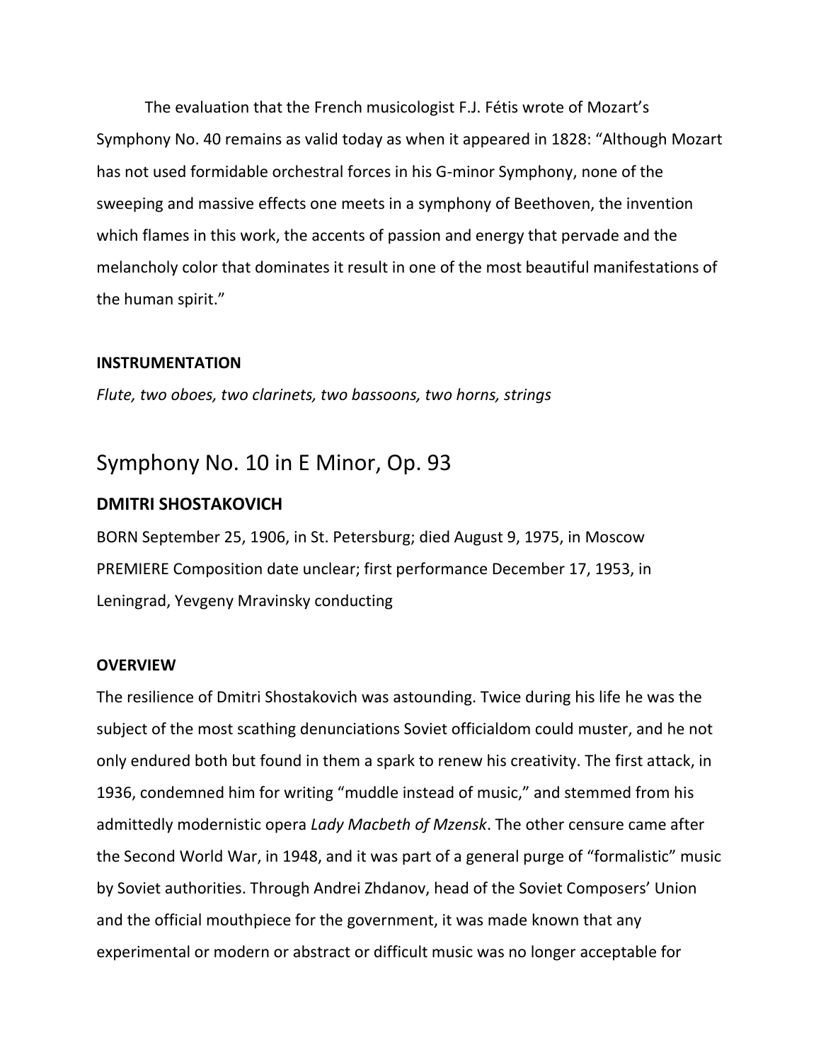The evaluation that the French musicologist F.J. Fétis wrote of Mozart's Symphony No. 40 remains as valid today as when it appeared in 1828: "Although Mozart has not used formidable orchestral forces in his G-minor Symphony, none of the sweeping and massive effects one meets in a symphony of Beethoven, the invention which flames in this work, the accents of passion and energy that pervade and the melancholy color that dominates it result in one of the most beautiful manifestations of the human spirit."

**INSTRUMENTATION**

*Flute, two oboes, two clarinets, two bassoons, two horns, strings*

## Symphony No. 10 in E Minor, Op. 93

**DMITRI SHOSTAKOVICH**

BORN September 25, 1906, in St. Petersburg; died August 9, 1975, in Moscow
PREMIERE Composition date unclear; first performance December 17, 1953, in Leningrad, Yevgeny Mravinsky conducting

**OVERVIEW**

The resilience of Dmitri Shostakovich was astounding. Twice during his life he was the subject of the most scathing denunciations Soviet officialdom could muster, and he not only endured both but found in them a spark to renew his creativity. The first attack, in 1936, condemned him for writing "muddle instead of music," and stemmed from his admittedly modernistic opera *Lady Macbeth of Mzensk*. The other censure came after the Second World War, in 1948, and it was part of a general purge of "formalistic" music by Soviet authorities. Through Andrei Zhdanov, head of the Soviet Composers' Union and the official mouthpiece for the government, it was made known that any experimental or modern or abstract or difficult music was no longer acceptable for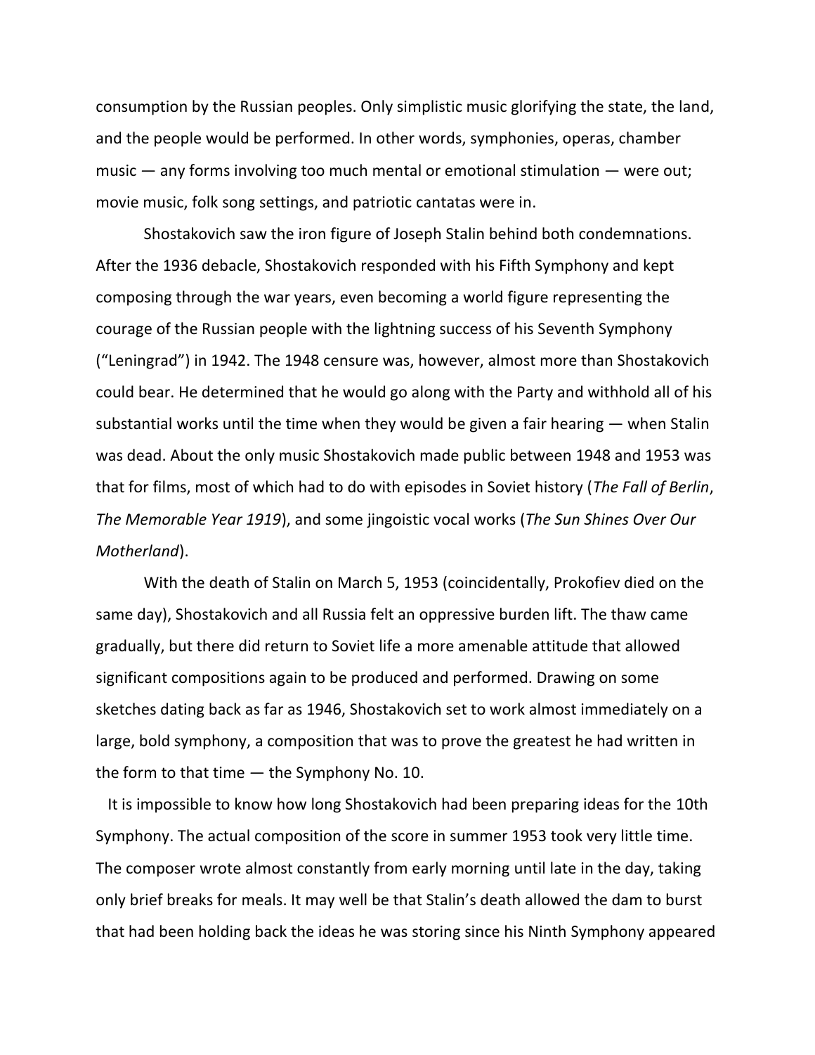consumption by the Russian peoples. Only simplistic music glorifying the state, the land, and the people would be performed. In other words, symphonies, operas, chamber music — any forms involving too much mental or emotional stimulation — were out; movie music, folk song settings, and patriotic cantatas were in.

Shostakovich saw the iron figure of Joseph Stalin behind both condemnations. After the 1936 debacle, Shostakovich responded with his Fifth Symphony and kept composing through the war years, even becoming a world figure representing the courage of the Russian people with the lightning success of his Seventh Symphony ("Leningrad") in 1942. The 1948 censure was, however, almost more than Shostakovich could bear. He determined that he would go along with the Party and withhold all of his substantial works until the time when they would be given a fair hearing — when Stalin was dead. About the only music Shostakovich made public between 1948 and 1953 was that for films, most of which had to do with episodes in Soviet history (*The Fall of Berlin*, *The Memorable Year 1919*), and some jingoistic vocal works (*The Sun Shines Over Our Motherland*).

With the death of Stalin on March 5, 1953 (coincidentally, Prokofiev died on the same day), Shostakovich and all Russia felt an oppressive burden lift. The thaw came gradually, but there did return to Soviet life a more amenable attitude that allowed significant compositions again to be produced and performed. Drawing on some sketches dating back as far as 1946, Shostakovich set to work almost immediately on a large, bold symphony, a composition that was to prove the greatest he had written in the form to that time — the Symphony No. 10.

It is impossible to know how long Shostakovich had been preparing ideas for the 10th Symphony. The actual composition of the score in summer 1953 took very little time. The composer wrote almost constantly from early morning until late in the day, taking only brief breaks for meals. It may well be that Stalin's death allowed the dam to burst that had been holding back the ideas he was storing since his Ninth Symphony appeared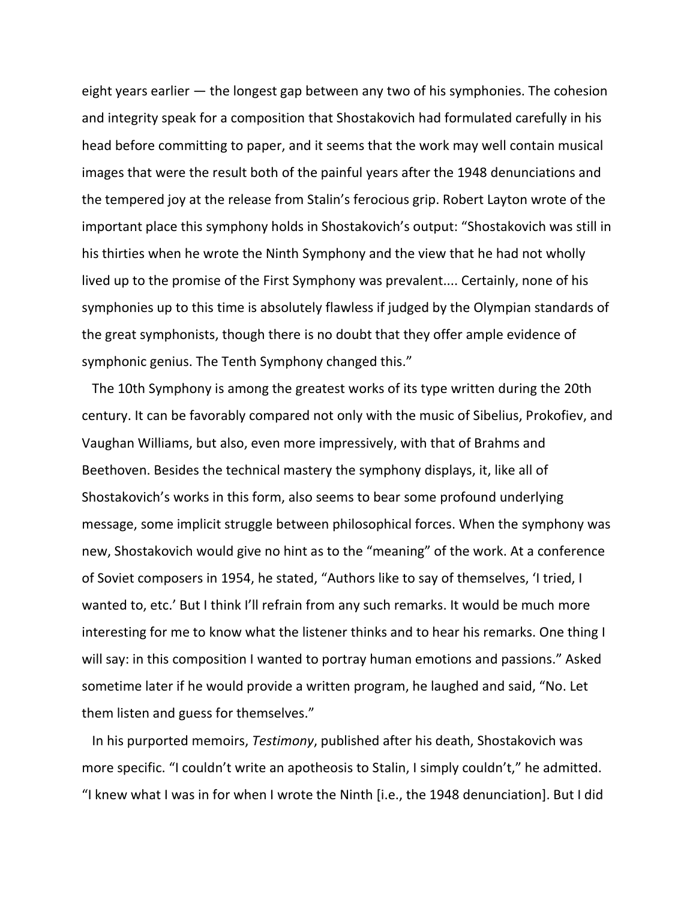eight years earlier — the longest gap between any two of his symphonies. The cohesion and integrity speak for a composition that Shostakovich had formulated carefully in his head before committing to paper, and it seems that the work may well contain musical images that were the result both of the painful years after the 1948 denunciations and the tempered joy at the release from Stalin's ferocious grip. Robert Layton wrote of the important place this symphony holds in Shostakovich's output: "Shostakovich was still in his thirties when he wrote the Ninth Symphony and the view that he had not wholly lived up to the promise of the First Symphony was prevalent.... Certainly, none of his symphonies up to this time is absolutely flawless if judged by the Olympian standards of the great symphonists, though there is no doubt that they offer ample evidence of symphonic genius. The Tenth Symphony changed this."

The 10th Symphony is among the greatest works of its type written during the 20th century. It can be favorably compared not only with the music of Sibelius, Prokofiev, and Vaughan Williams, but also, even more impressively, with that of Brahms and Beethoven. Besides the technical mastery the symphony displays, it, like all of Shostakovich's works in this form, also seems to bear some profound underlying message, some implicit struggle between philosophical forces. When the symphony was new, Shostakovich would give no hint as to the "meaning" of the work. At a conference of Soviet composers in 1954, he stated, "Authors like to say of themselves, 'I tried, I wanted to, etc.' But I think I'll refrain from any such remarks. It would be much more interesting for me to know what the listener thinks and to hear his remarks. One thing I will say: in this composition I wanted to portray human emotions and passions." Asked sometime later if he would provide a written program, he laughed and said, "No. Let them listen and guess for themselves."

In his purported memoirs, *Testimony*, published after his death, Shostakovich was more specific. "I couldn't write an apotheosis to Stalin, I simply couldn't," he admitted. "I knew what I was in for when I wrote the Ninth [i.e., the 1948 denunciation]. But I did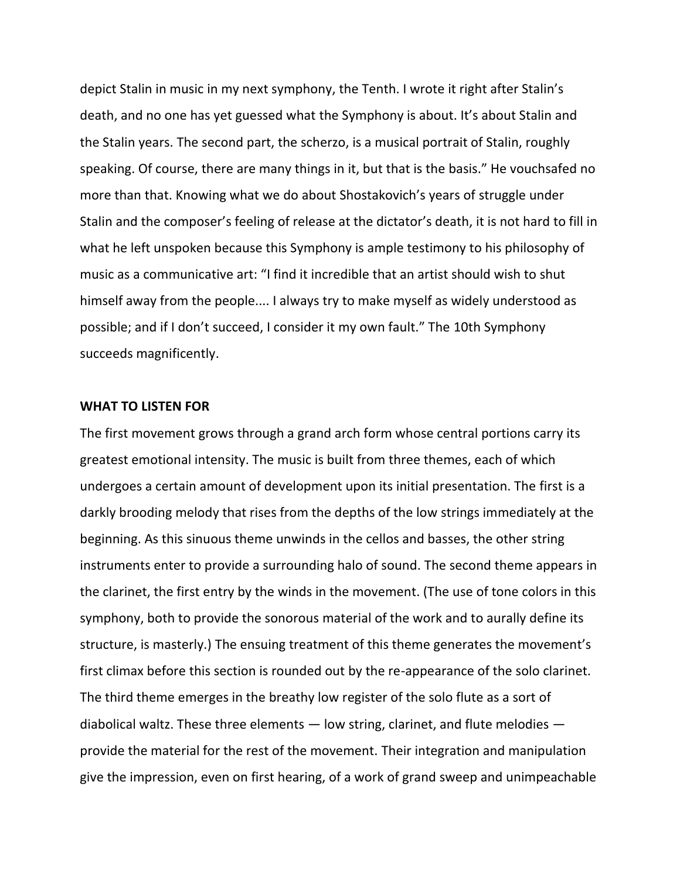depict Stalin in music in my next symphony, the Tenth. I wrote it right after Stalin's death, and no one has yet guessed what the Symphony is about. It's about Stalin and the Stalin years. The second part, the scherzo, is a musical portrait of Stalin, roughly speaking. Of course, there are many things in it, but that is the basis." He vouchsafed no more than that. Knowing what we do about Shostakovich's years of struggle under Stalin and the composer's feeling of release at the dictator's death, it is not hard to fill in what he left unspoken because this Symphony is ample testimony to his philosophy of music as a communicative art: "I find it incredible that an artist should wish to shut himself away from the people.... I always try to make myself as widely understood as possible; and if I don't succeed, I consider it my own fault." The 10th Symphony succeeds magnificently.

**WHAT TO LISTEN FOR**

The first movement grows through a grand arch form whose central portions carry its greatest emotional intensity. The music is built from three themes, each of which undergoes a certain amount of development upon its initial presentation. The first is a darkly brooding melody that rises from the depths of the low strings immediately at the beginning. As this sinuous theme unwinds in the cellos and basses, the other string instruments enter to provide a surrounding halo of sound. The second theme appears in the clarinet, the first entry by the winds in the movement. (The use of tone colors in this symphony, both to provide the sonorous material of the work and to aurally define its structure, is masterly.) The ensuing treatment of this theme generates the movement's first climax before this section is rounded out by the re-appearance of the solo clarinet. The third theme emerges in the breathy low register of the solo flute as a sort of diabolical waltz. These three elements — low string, clarinet, and flute melodies — provide the material for the rest of the movement. Their integration and manipulation give the impression, even on first hearing, of a work of grand sweep and unimpeachable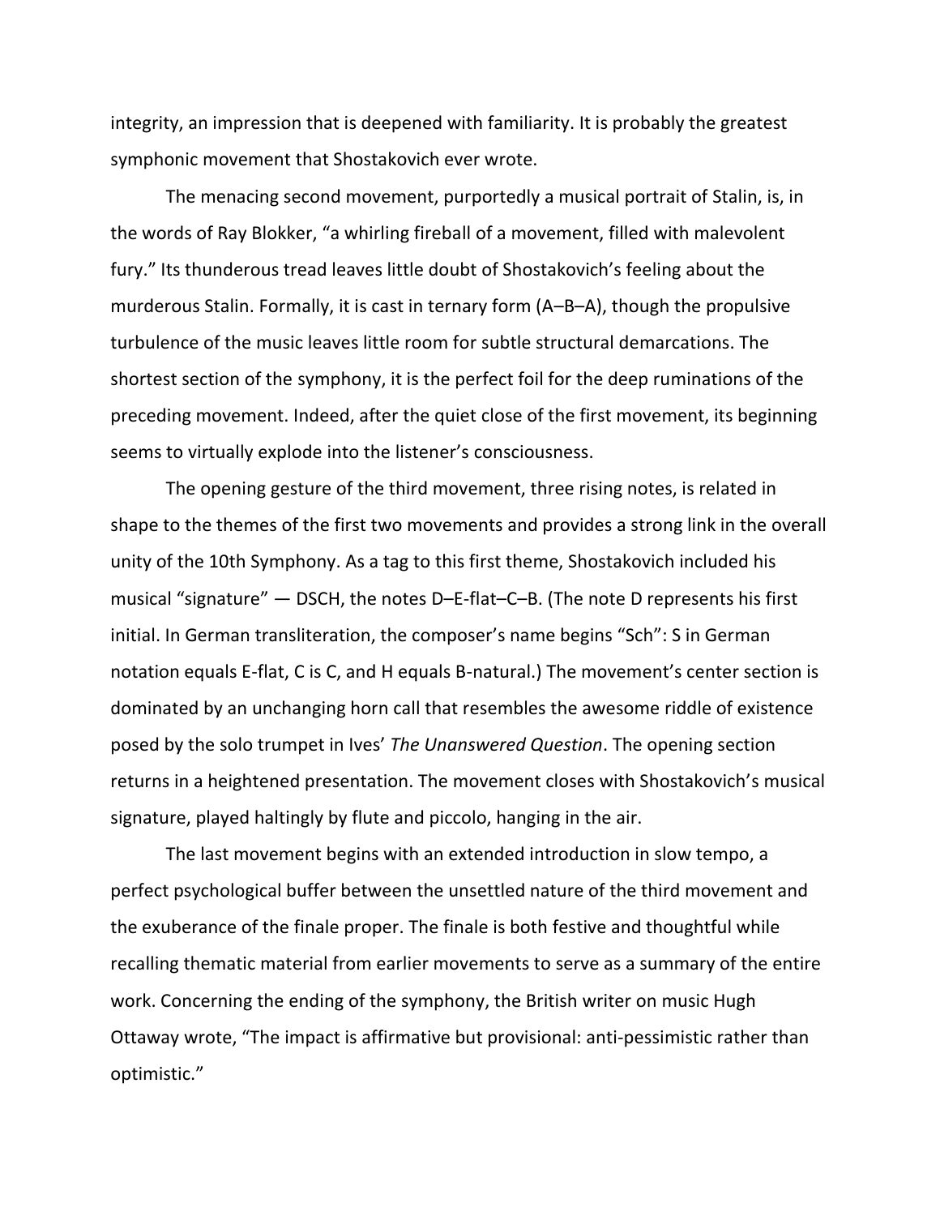integrity, an impression that is deepened with familiarity. It is probably the greatest symphonic movement that Shostakovich ever wrote.

The menacing second movement, purportedly a musical portrait of Stalin, is, in the words of Ray Blokker, “a whirling fireball of a movement, filled with malevolent fury.” Its thunderous tread leaves little doubt of Shostakovich’s feeling about the murderous Stalin. Formally, it is cast in ternary form (A–B–A), though the propulsive turbulence of the music leaves little room for subtle structural demarcations. The shortest section of the symphony, it is the perfect foil for the deep ruminations of the preceding movement. Indeed, after the quiet close of the first movement, its beginning seems to virtually explode into the listener’s consciousness.

The opening gesture of the third movement, three rising notes, is related in shape to the themes of the first two movements and provides a strong link in the overall unity of the 10th Symphony. As a tag to this first theme, Shostakovich included his musical “signature” — DSCH, the notes D–E-flat–C–B. (The note D represents his first initial. In German transliteration, the composer’s name begins “Sch”: S in German notation equals E-flat, C is C, and H equals B-natural.) The movement’s center section is dominated by an unchanging horn call that resembles the awesome riddle of existence posed by the solo trumpet in Ives’ *The Unanswered Question*. The opening section returns in a heightened presentation. The movement closes with Shostakovich’s musical signature, played haltingly by flute and piccolo, hanging in the air.

The last movement begins with an extended introduction in slow tempo, a perfect psychological buffer between the unsettled nature of the third movement and the exuberance of the finale proper. The finale is both festive and thoughtful while recalling thematic material from earlier movements to serve as a summary of the entire work. Concerning the ending of the symphony, the British writer on music Hugh Ottaway wrote, “The impact is affirmative but provisional: anti-pessimistic rather than optimistic.”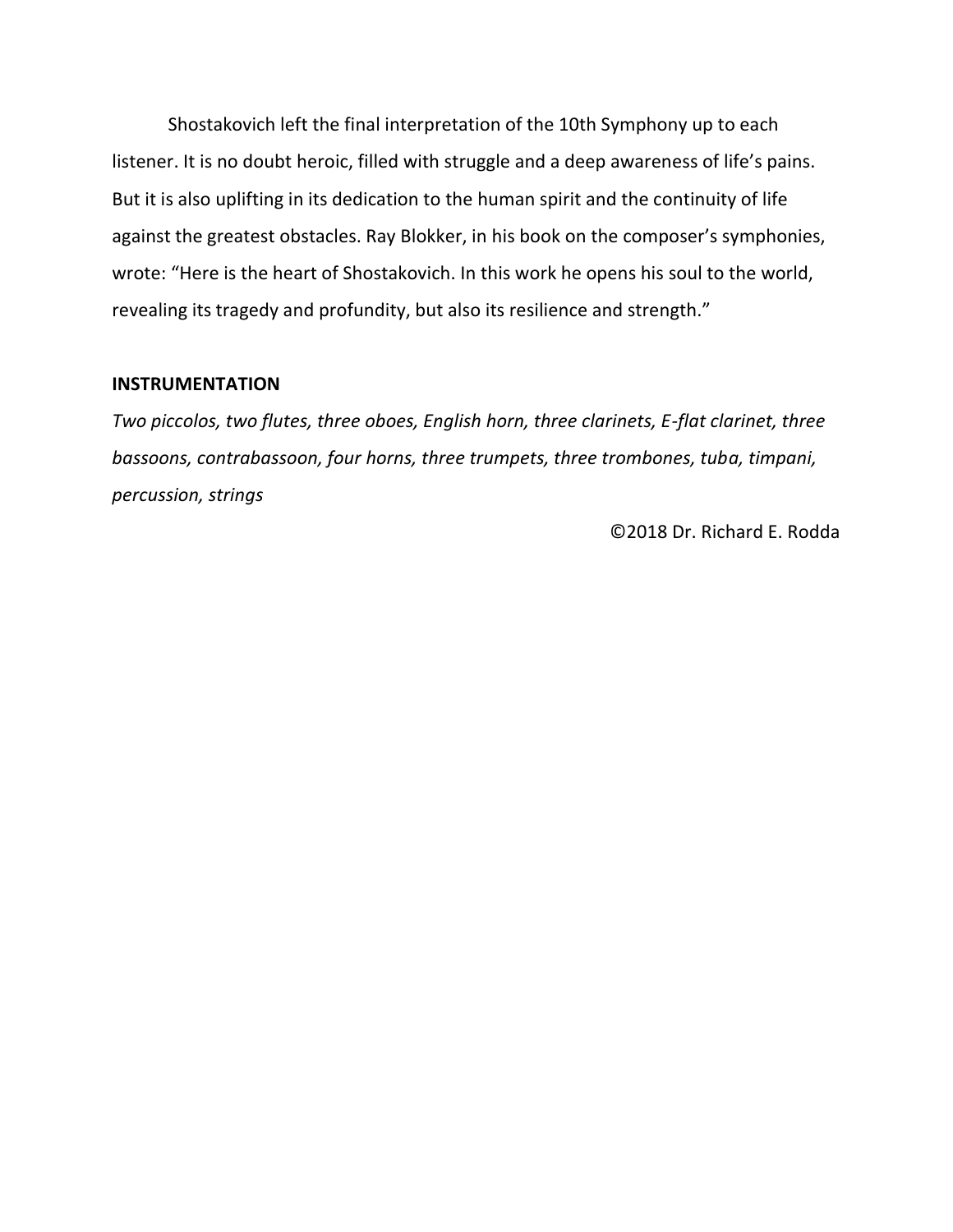Shostakovich left the final interpretation of the 10th Symphony up to each listener. It is no doubt heroic, filled with struggle and a deep awareness of life's pains. But it is also uplifting in its dedication to the human spirit and the continuity of life against the greatest obstacles. Ray Blokker, in his book on the composer's symphonies, wrote: "Here is the heart of Shostakovich. In this work he opens his soul to the world, revealing its tragedy and profundity, but also its resilience and strength."

**INSTRUMENTATION**

*Two piccolos, two flutes, three oboes, English horn, three clarinets, E-flat clarinet, three bassoons, contrabassoon, four horns, three trumpets, three trombones, tuba, timpani, percussion, strings*

©2018 Dr. Richard E. Rodda